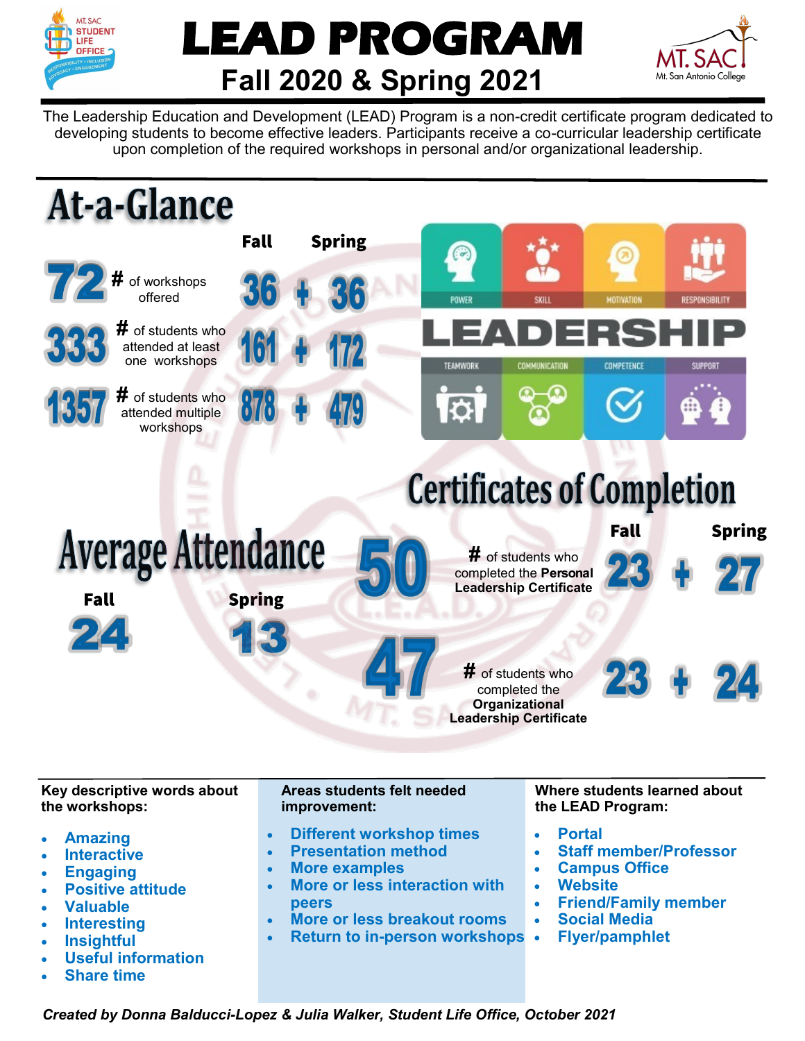# LEAD PROGRAM

## Fall 2020 & Spring 2021

The Leadership Education and Development (LEAD) Program is a non-credit certificate program dedicated to developing students to become effective leaders. Participants receive a co-curricular leadership certificate upon completion of the required workshops in personal and/or organizational leadership.

## At-a-Glance

| Total | | Fall | | Spring |
|---|---|---|---|---|
| 72 | # of workshops offered | 36 | + | 36 |
| 333 | # of students who attended at least one workshops | 161 | + | 172 |
| 1357 | # of students who attended multiple workshops | 878 | + | 479 |

POWER · SKILL · MOTIVATION · RESPONSIBILITY

LEADERSHIP

TEAMWORK · COMMUNICATION · COMPETENCE · SUPPORT

## Average Attendance

| Fall | Spring |
|---|---|
| 24 | 13 |

## Certificates of Completion

| Total | | Fall | | Spring |
|---|---|---|---|---|
| 50 | # of students who completed the **Personal Leadership Certificate** | 23 | + | 27 |
| 47 | # of students who completed the **Organizational Leadership Certificate** | 23 | + | 24 |

**Key descriptive words about the workshops:**

- Amazing
- Interactive
- Engaging
- Positive attitude
- Valuable
- Interesting
- Insightful
- Useful information
- Share time

**Areas students felt needed improvement:**

- Different workshop times
- Presentation method
- More examples
- More or less interaction with peers
- More or less breakout rooms
- Return to in-person workshops

**Where students learned about the LEAD Program:**

- Portal
- Staff member/Professor
- Campus Office
- Website
- Friend/Family member
- Social Media
- Flyer/pamphlet

***Created by Donna Balducci-Lopez & Julia Walker, Student Life Office, October 2021***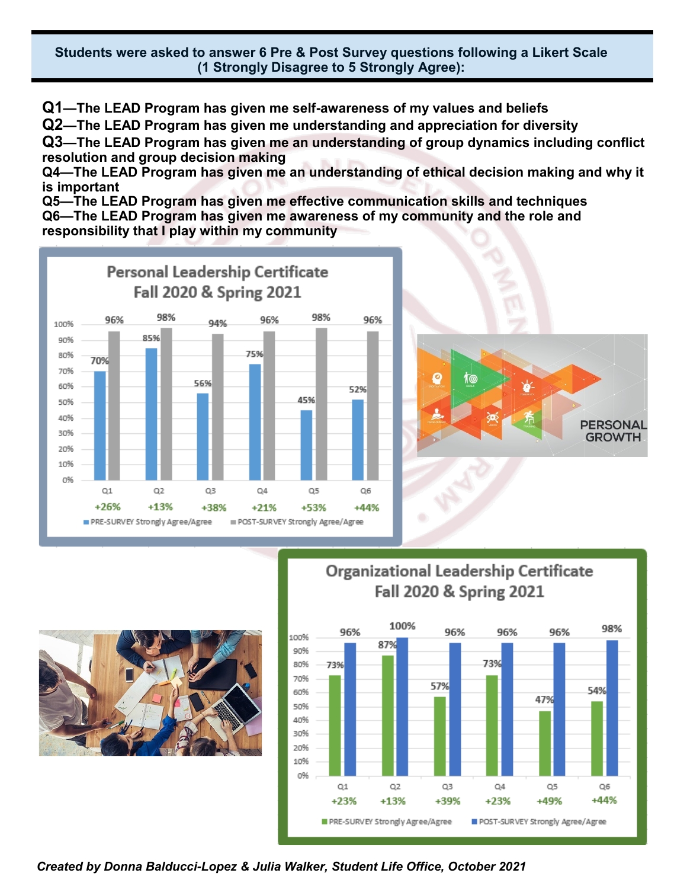**Students were asked to answer 6 Pre & Post Survey questions following a Likert Scale (1 Strongly Disagree to 5 Strongly Agree):**

**Q1—The LEAD Program has given me self-awareness of my values and beliefs**
**Q2—The LEAD Program has given me understanding and appreciation for diversity**
**Q3—The LEAD Program has given me an understanding of group dynamics including conflict resolution and group decision making**
**Q4—The LEAD Program has given me an understanding of ethical decision making and why it is important**
**Q5—The LEAD Program has given me effective communication skills and techniques**
**Q6—The LEAD Program has given me awareness of my community and the role and responsibility that I play within my community**

Personal Leadership Certificate
Fall 2020 & Spring 2021

Q1: 70%, 96%, +26%
Q2: 85%, 98%, +13%
Q3: 56%, 94%, +38%
Q4: 75%, 96%, +21%
Q5: 45%, 98%, +53%
Q6: 52%, 96%, +44%

PRE-SURVEY Strongly Agree/Agree
POST-SURVEY Strongly Agree/Agree

PERSONAL GROWTH

Organizational Leadership Certificate
Fall 2020 & Spring 2021

Q1: 73%, 96%, +23%
Q2: 87%, 100%, +13%
Q3: 57%, 96%, +39%
Q4: 73%, 96%, +23%
Q5: 47%, 96%, +49%
Q6: 54%, 98%, +44%

PRE-SURVEY Strongly Agree/Agree
POST-SURVEY Strongly Agree/Agree

***Created by Donna Balducci-Lopez & Julia Walker, Student Life Office, October 2021***